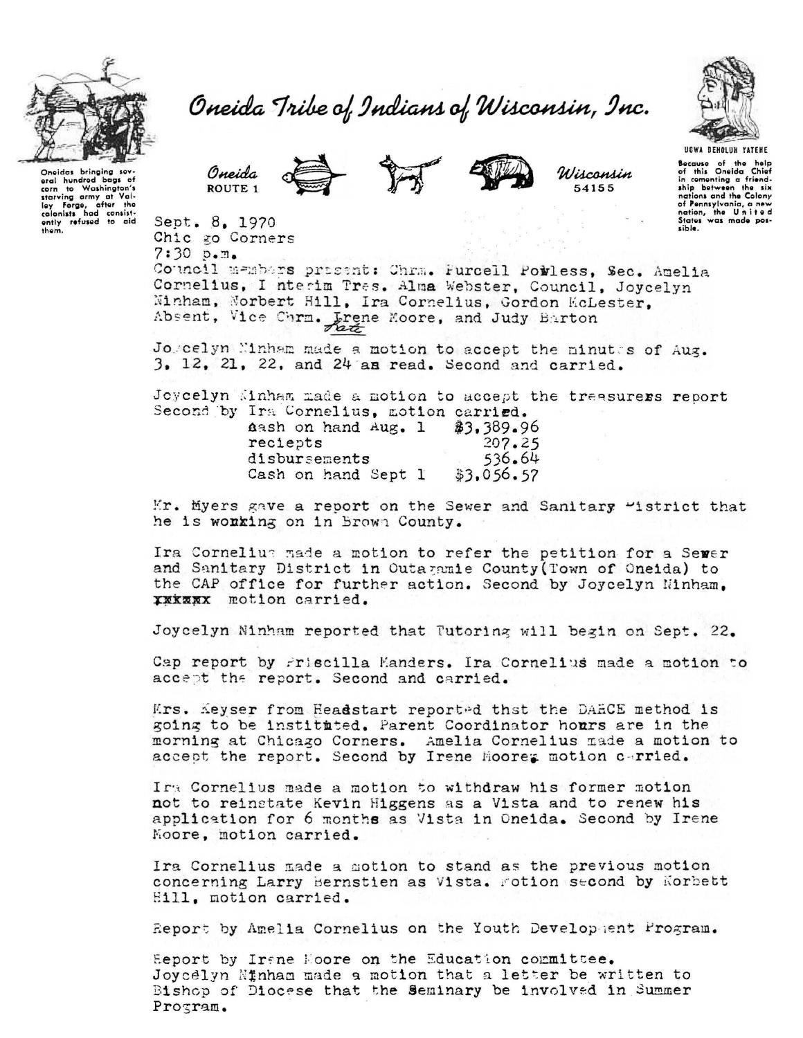# Oneida Tribe of Indians of Wisconsin, Inc.

Oneida ROUTE 1 — Wisconsin 54155

Oneidas bringing several hundred bags of corn to Washington's starving army at Valley Forge, after the colonists had consistently refused to aid them.

UGWA DEHOLUH YATEHE

Because of the help of this Oneida Chief in comenting a friendship between the six nations and the Colony of Pennsylvania, a new nation, the United States was made possible.

Sept. 8, 1970
Chicago Corners
7:30 p.m.
Council members present: Chrm. Purcell Powless, Sec. Amelia Cornelius, Interim Tres. Alma Webster, Council, Joycelyn Ninham, Norbert Hill, Ira Cornelius, Gordon McLester,
Absent, Vice Chrm. Irene Moore, and Judy Barton
Late

Joycelyn Ninham made a motion to accept the minutes of Aug. 3, 12, 21, 22, and 24 as read. Second and carried.

Joycelyn Ninham made a motion to accept the treasurers report Second by Ira Cornelius, motion carried.

| | |
|---|---|
| Cash on hand Aug. 1 | $3,389.96 |
| reciepts | 207.25 |
| disbursements | 536.64 |
| Cash on hand Sept 1 | $3,056.57 |

Mr. Myers gave a report on the Sewer and Sanitary District that he is working on in Brown County.

Ira Cornelius made a motion to refer the petition for a Sewer and Sanitary District in Outagamie County (Town of Oneida) to the CAP office for further action. Second by Joycelyn Ninham, motion carried.

Joycelyn Ninham reported that Tutoring will begin on Sept. 22.

Cap report by Priscilla Manders. Ira Cornelius made a motion to accept the report. Second and carried.

Mrs. Keyser from Headstart reported that the DARCE method is going to be institnted. Parent Coordinator hours are in the morning at Chicago Corners. Amelia Cornelius made a motion to accept the report. Second by Irene Moore, motion carried.

Ira Cornelius made a motion to withdraw his former motion not to reinstate Kevin Higgens as a Vista and to renew his application for 6 months as Vista in Oneida. Second by Irene Moore, motion carried.

Ira Cornelius made a motion to stand as the previous motion concerning Larry Bernstien as Vista. Motion second by Norbett Hill, motion carried.

Report by Amelia Cornelius on the Youth Development Program.

Report by Irene Moore on the Education committee.
Joycelyn Ninham made a motion that a letter be written to Bishop of Diocese that the Seminary be involved in Summer Program.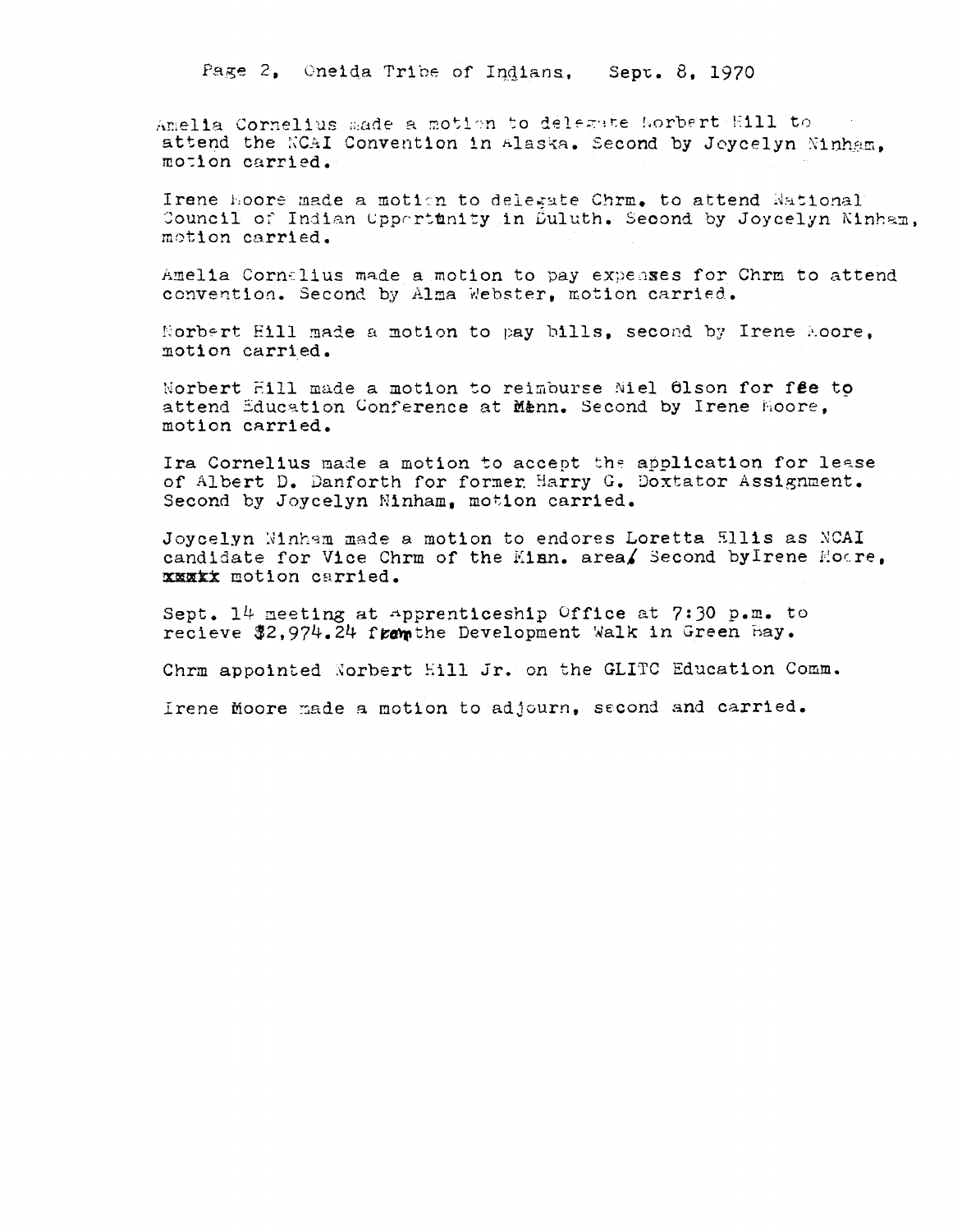Amelia Cornelius made a motion to delegate Norbert Hill to attend the NCAI Convention in Alaska. Second by Joycelyn Ninham, motion carried.

Irene Moore made a motion to delegate Chrm. to attend National Council of Indian Opportunity in Duluth. Second by Joycelyn Ninham, motion carried.

Amelia Cornelius made a motion to pay expenses for Chrm to attend convention. Second by Alma Webster, motion carried.

Norbert Hill made a motion to pay bills, second by Irene Moore, motion carried.

Norbert Hill made a motion to reimburse Niel Olson for fee to attend Education Conference at Minn. Second by Irene Moore, motion carried.

Ira Cornelius made a motion to accept the application for lease of Albert D. Danforth for former Harry G. Doxtator Assignment. Second by Joycelyn Ninham, motion carried.

Joycelyn Ninham made a motion to endores Loretta Ellis as NCAI candidate for Vice Chrm of the Minn. area/ Second byIrene Moore, xxxxx motion carried.

Sept. 14 meeting at Apprenticeship Office at 7:30 p.m. to recieve $2,974.24 from the Development Walk in Green Bay.

Chrm appointed Norbert Hill Jr. on the GLITC Education Comm.

Irene Moore made a motion to adjourn, second and carried.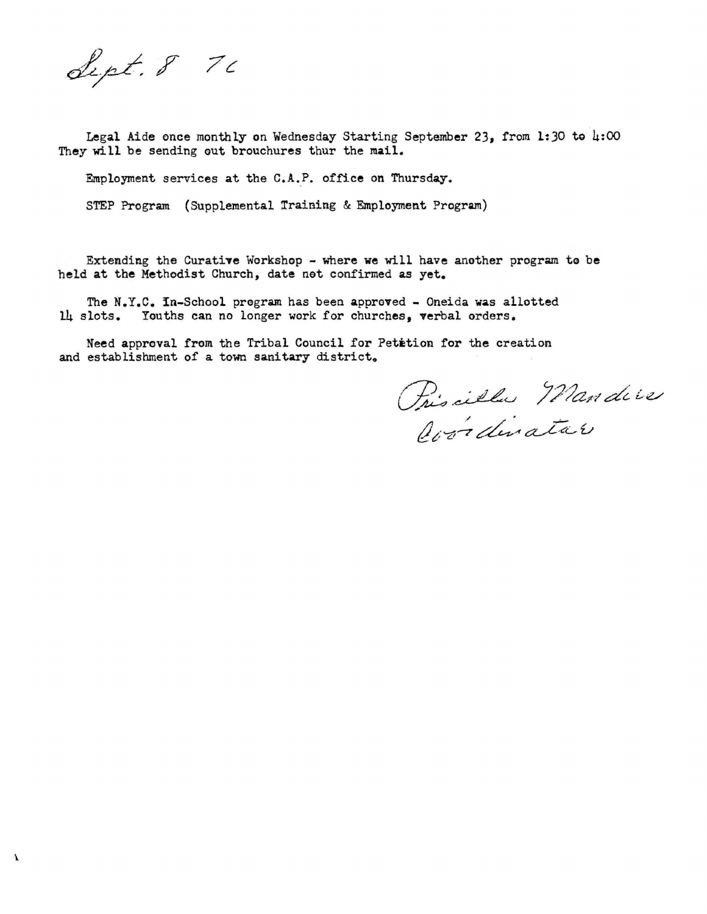Sept. 8 70

Legal Aide once monthly on Wednesday Starting September 23, from 1:30 to 4:00
They will be sending out brouchures thur the mail.

Employment services at the C.A.P. office on Thursday.

STEP Program (Supplemental Training & Employment Program)

Extending the Curative Workshop - where we will have another program to be held at the Methodist Church, date not confirmed as yet.

The N.Y.C. In-School program has been approved - Oneida was allotted 14 slots. Youths can no longer work for churches, verbal orders.

Need approval from the Tribal Council for Petition for the creation and establishment of a town sanitary district.

Priscilla Manders
Coordinator